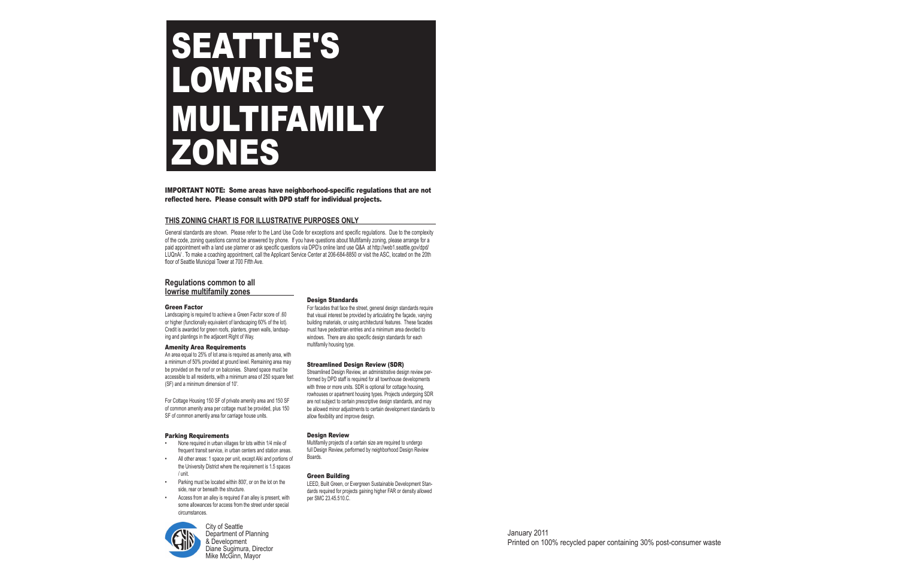# SEATTLE'S LOWRISE MULTIFAMILY ZONES

**IMPORTANT NOTE: Some areas have neighborhood-specific regulations that are not reflected here. Please consult with DPD staff for individual projects.**

## THIS ZONING CHART IS FOR ILLUSTRATIVE PURPOSES ONLY

General standards are shown. Please refer to the Land Use Code for exceptions and specific regulations. Due to the complexity of the code, zoning questions cannot be answered by phone. If you have questions about Multifamily zoning, please arrange for a paid appointment with a land use planner or ask specific questions via DPD's online land use Q&A at http://web1.seattle.gov/dpd/LUQnA/ . To make a coaching appointment, call the Applicant Service Center at 206-684-8850 or visit the ASC, located on the 20th floor of Seattle Municipal Tower at 700 Fifth Ave.

## Regulations common to all lowrise multifamily zones

### Green Factor

Landscaping is required to achieve a Green Factor score of .60 or higher (functionally equivalent of landscaping 60% of the lot). Credit is awarded for green roofs, planters, green walls, landscaping and plantings in the adjacent Right of Way.

### Amenity Area Requirements

An area equal to 25% of lot area is required as amenity area, with a minimum of 50% provided at ground level. Remaining area may be provided on the roof or on balconies. Shared space must be accessible to all residents, with a minimum area of 250 square feet (SF) and a minimum dimension of 10'.

For Cottage Housing 150 SF of private amenity area and 150 SF of common amenity area per cottage must be provided, plus 150 SF of common amentiy area for carriage house units.

### Parking Requirements

- None required in urban villages for lots within 1/4 mile of frequent transit service, in urban centers and station areas.
- All other areas: 1 space per unit, except Alki and portions of the University District where the requirement is 1.5 spaces / unit.
- Parking must be located within 800', or on the lot on the side, rear or beneath the structure.
- Access from an alley is required if an alley is present, with some allowances for access from the street under special circumstances.

### Design Standards

For facades that face the street, general design standards require that visual interest be provided by articulating the façade, varying building materials, or using architectural features. These facades must have pedestrian entries and a minimum area devoted to windows. There are also specific design standards for each multifamily housing type.

### Streamlined Design Review (SDR)

Streamlined Design Review, an administrative design review performed by DPD staff is required for all townhouse developments with three or more units. SDR is optional for cottage housing, rowhouses or apartment housing types. Projects undergoing SDR are not subject to certain prescriptive design standards, and may be allowed minor adjustments to certain development standards to allow flexibility and improve design.

### Design Review

Multifamily projects of a certain size are required to undergo full Design Review, performed by neighborhood Design Review Boards.

### Green Building

LEED, Built Green, or Evergreen Sustainable Development Standards required for projects gaining higher FAR or density allowed per SMC 23.45.510.C.

City of Seattle
Department of Planning & Development
Diane Sugimura, Director
Mike McGinn, Mayor

January 2011
Printed on 100% recycled paper containing 30% post-consumer waste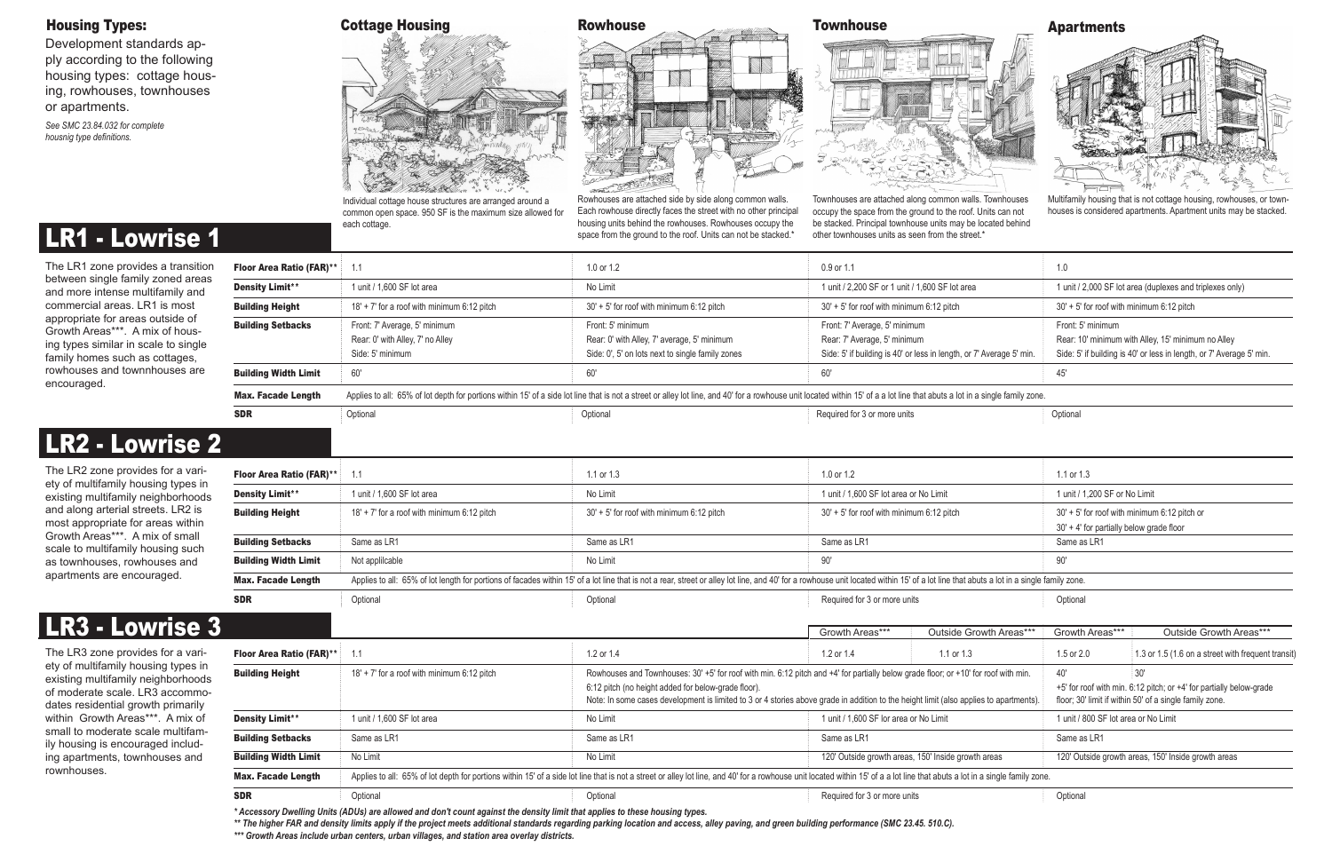## Housing Types:

Development standards apply according to the following housing types: cottage housing, rowhouses, townhouses or apartments.

*See SMC 23.84.032 for complete housnig type definitions.*

### Cottage Housing

Individual cottage house structures are arranged around a common open space. 950 SF is the maximum size allowed for each cottage.

### Rowhouse

Rowhouses are attached side by side along common walls. Each rowhouse directly faces the street with no other principal housing units behind the rowhouses. Rowhouses occupy the space from the ground to the roof. Units can not be stacked.*

### Townhouse

Townhouses are attached along common walls. Townhouses occupy the space from the ground to the roof. Units can not be stacked. Principal townhouse units may be located behind other townhouses units as seen from the street.*

### Apartments

Multifamily housing that is not cottage housing, rowhouses, or townhouses is considered apartments. Apartment units may be stacked.

# LR1 - Lowrise 1

The LR1 zone provides a transition between single family zoned areas and more intense multifamily and commercial areas. LR1 is most appropriate for areas outside of Growth Areas***. A mix of housing types similar in scale to single family homes such as cottages, rowhouses and townnhouses are encouraged.

| | Cottage Housing | Rowhouse | Townhouse | Apartments |
|---|---|---|---|---|
| **Floor Area Ratio (FAR)**** | 1.1 | 1.0 or 1.2 | 0.9 or 1.1 | 1.0 |
| **Density Limit**** | 1 unit / 1,600 SF lot area | No Limit | 1 unit / 2,200 SF or 1 unit / 1,600 SF lot area | 1 unit / 2,000 SF lot area (duplexes and triplexes only) |
| **Building Height** | 18' + 7' for a roof with minimum 6:12 pitch | 30' + 5' for roof with minimum 6:12 pitch | 30' + 5' for roof with minimum 6:12 pitch | 30' + 5' for roof with minimum 6:12 pitch |
| **Building Setbacks** | Front: 7' Average, 5' minimum<br>Rear: 0' with Alley, 7' no Alley<br>Side: 5' minimum | Front: 5' minimum<br>Rear: 0' with Alley, 7' average, 5' minimum<br>Side: 0', 5' on lots next to single family zones | Front: 7' Average, 5' minimum<br>Rear: 7' Average, 5' minimum<br>Side: 5' if building is 40' or less in length, or 7' Average 5' min. | Front: 5' minimum<br>Rear: 10' minimum with Alley, 15' minimum no Alley<br>Side: 5' if building is 40' or less in length, or 7' Average 5' min. |
| **Building Width Limit** | 60' | 60' | 60' | 45' |
| **Max. Facade Length** | Applies to all: 65% of lot depth for portions within 15' of a side lot line that is not a street or alley lot line, and 40' for a rowhouse unit located within 15' of a a lot line that abuts a lot in a single family zone. | | | |
| **SDR** | Optional | Optional | Required for 3 or more units | Optional |

# LR2 - Lowrise 2

The LR2 zone provides for a variety of multifamily housing types in existing multifamily neighborhoods and along arterial streets. LR2 is most appropriate for areas within Growth Areas***. A mix of small scale to multifamily housing such as townhouses, rowhouses and apartments are encouraged.

| | Cottage Housing | Rowhouse | Townhouse | Apartments |
|---|---|---|---|---|
| **Floor Area Ratio (FAR)**** | 1.1 | 1.1 or 1.3 | 1.0 or 1.2 | 1.1 or 1.3 |
| **Density Limit**** | 1 unit / 1,600 SF lot area | No Limit | 1 unit / 1,600 SF lot area or No Limit | 1 unit / 1,200 SF or No Limit |
| **Building Height** | 18' + 7' for a roof with minimum 6:12 pitch | 30' + 5' for roof with minimum 6:12 pitch | 30' + 5' for roof with minimum 6:12 pitch | 30' + 5' for roof with minimum 6:12 pitch or<br>30' + 4' for partially below grade floor |
| **Building Setbacks** | Same as LR1 | Same as LR1 | Same as LR1 | Same as LR1 |
| **Building Width Limit** | Not applilcable | No Limit | 90' | 90' |
| **Max. Facade Length** | Applies to all: 65% of lot length for portions of facades within 15' of a lot line that is not a rear, street or alley lot line, and 40' for a rowhouse unit located within 15' of a lot line that abuts a lot in a single family zone. | | | |
| **SDR** | Optional | Optional | Required for 3 or more units | Optional |

# LR3 - Lowrise 3

The LR3 zone provides for a variety of multifamily housing types in existing multifamily neighborhoods of moderate scale. LR3 accommodates residential growth primarily within Growth Areas***. A mix of small to moderate scale multifamily housing is encouraged including apartments, townhouses and rownhouses.

| | Cottage Housing | Rowhouse | Townhouse: Growth Areas*** | Townhouse: Outside Growth Areas*** | Apartments: Growth Areas*** | Apartments: Outside Growth Areas*** |
|---|---|---|---|---|---|---|
| **Floor Area Ratio (FAR)**** | 1.1 | 1.2 or 1.4 | 1.2 or 1.4 | 1.1 or 1.3 | 1.5 or 2.0 | 1.3 or 1.5 (1.6 on a street with frequent transit) |
| **Building Height** | 18' + 7' for a roof with minimum 6:12 pitch | Rowhouses and Townhouses: 30' +5' for roof with min. 6:12 pitch and +4' for partially below grade floor; or +10' for roof with min. 6:12 pitch (no height added for below-grade floor).<br>Note: In some cases development is limited to 3 or 4 stories above grade in addition to the height limit (also applies to apartments). | | | 40' | 30'<br>+5' for roof with min. 6:12 pitch; or +4' for partially below-grade floor; 30' limit if within 50' of a single family zone. |
| **Density Limit**** | 1 unit / 1,600 SF lot area | No Limit | 1 unit / 1,600 SF lor area or No Limit | | 1 unit / 800 SF lot area or No Limit | |
| **Building Setbacks** | Same as LR1 | Same as LR1 | Same as LR1 | | Same as LR1 | |
| **Building Width Limit** | No Limit | No Limit | 120' Outside growth areas, 150' Inside growth areas | | 120' Outside growth areas, 150' Inside growth areas | |
| **Max. Facade Length** | Applies to all: 65% of lot depth for portions within 15' of a side lot line that is not a street or alley lot line, and 40' for a rowhouse unit located within 15' of a a lot line that abuts a lot in a single family zone. | | | | | |
| **SDR** | Optional | Optional | Required for 3 or more units | | Optional | |

*\* Accessory Dwelling Units (ADUs) are allowed and don't count against the density limit that applies to these housing types.*

*\*\* The higher FAR and density limits apply if the project meets additional standards regarding parking location and access, alley paving, and green building performance (SMC 23.45. 510.C).*

*\*\*\* Growth Areas include urban centers, urban villages, and station area overlay districts.*